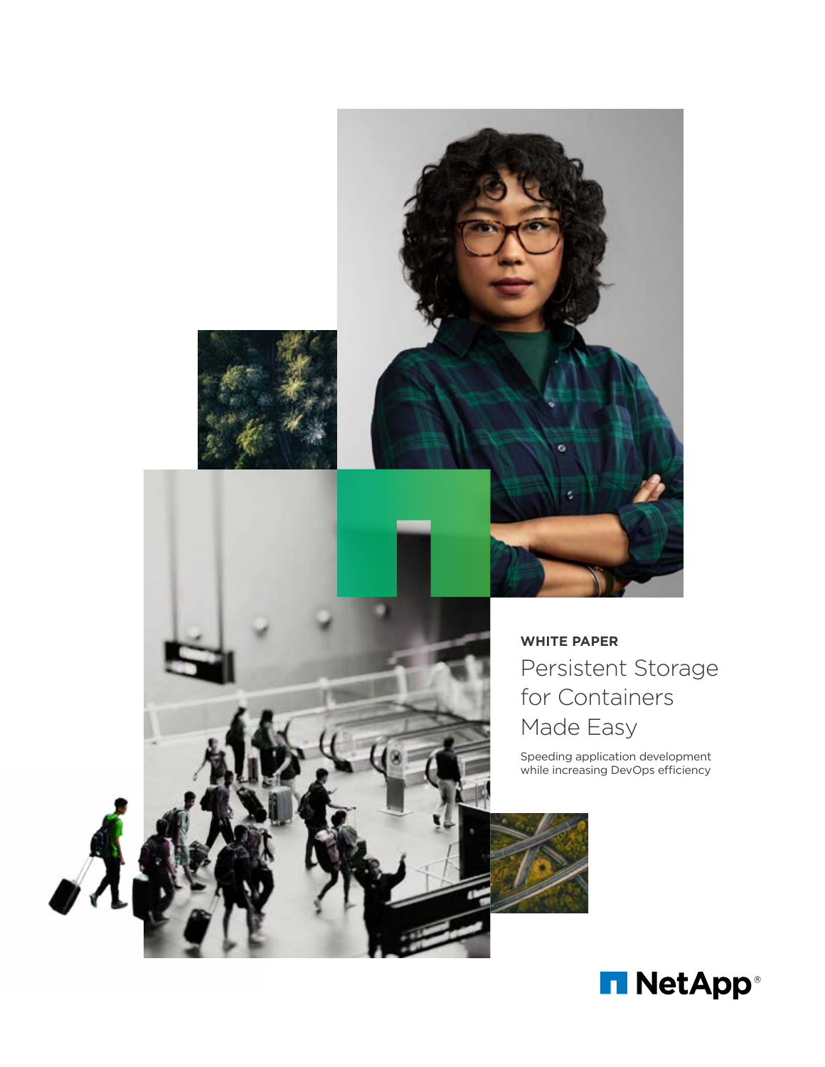**WHITE PAPER**

# Persistent Storage for Containers Made Easy

Speeding application development while increasing DevOps efficiency

NetApp®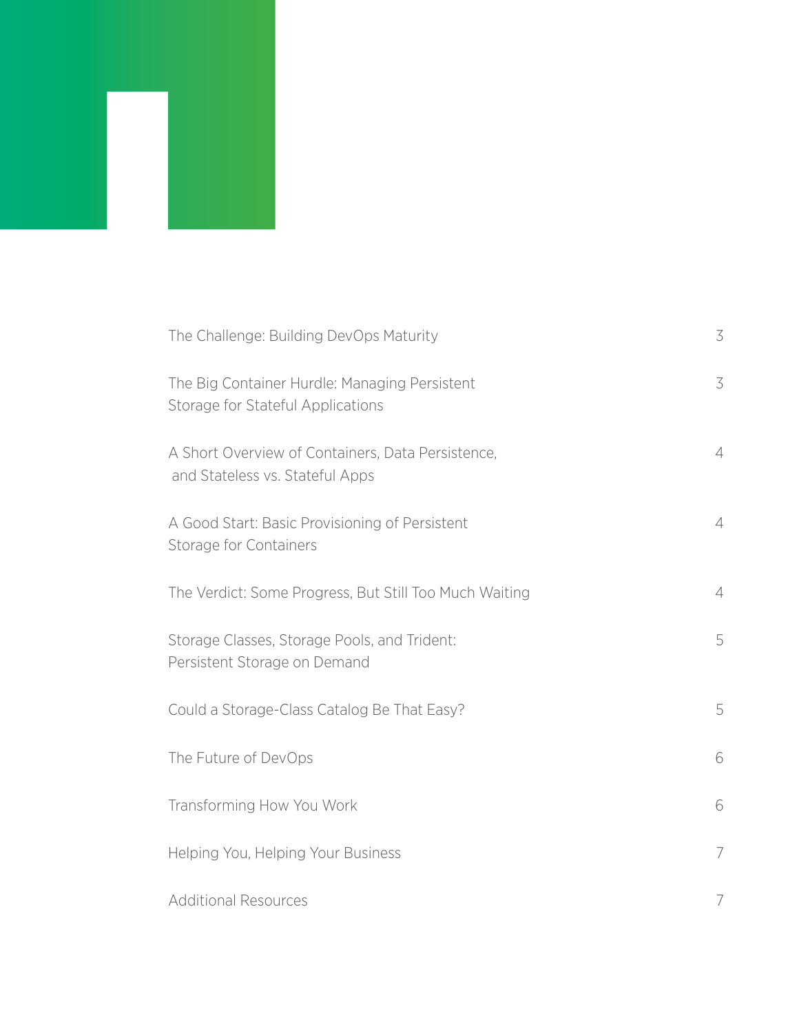| | |
|---|---|
| The Challenge: Building DevOps Maturity | 3 |
| The Big Container Hurdle: Managing Persistent Storage for Stateful Applications | 3 |
| A Short Overview of Containers, Data Persistence, and Stateless vs. Stateful Apps | 4 |
| A Good Start: Basic Provisioning of Persistent Storage for Containers | 4 |
| The Verdict: Some Progress, But Still Too Much Waiting | 4 |
| Storage Classes, Storage Pools, and Trident: Persistent Storage on Demand | 5 |
| Could a Storage-Class Catalog Be That Easy? | 5 |
| The Future of DevOps | 6 |
| Transforming How You Work | 6 |
| Helping You, Helping Your Business | 7 |
| Additional Resources | 7 |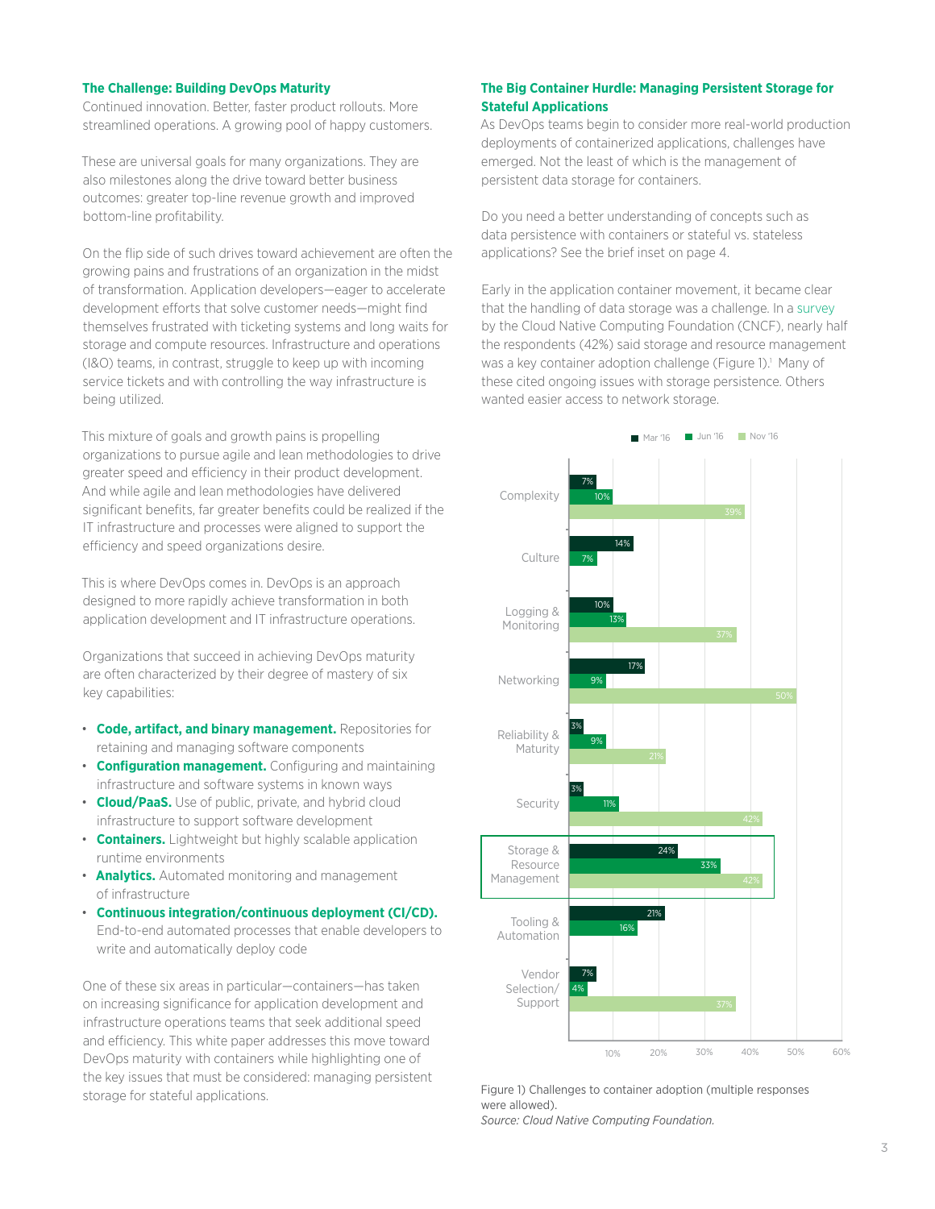### The Challenge: Building DevOps Maturity

Continued innovation. Better, faster product rollouts. More streamlined operations. A growing pool of happy customers.

These are universal goals for many organizations. They are also milestones along the drive toward better business outcomes: greater top-line revenue growth and improved bottom-line profitability.

On the flip side of such drives toward achievement are often the growing pains and frustrations of an organization in the midst of transformation. Application developers—eager to accelerate development efforts that solve customer needs—might find themselves frustrated with ticketing systems and long waits for storage and compute resources. Infrastructure and operations (I&O) teams, in contrast, struggle to keep up with incoming service tickets and with controlling the way infrastructure is being utilized.

This mixture of goals and growth pains is propelling organizations to pursue agile and lean methodologies to drive greater speed and efficiency in their product development. And while agile and lean methodologies have delivered significant benefits, far greater benefits could be realized if the IT infrastructure and processes were aligned to support the efficiency and speed organizations desire.

This is where DevOps comes in. DevOps is an approach designed to more rapidly achieve transformation in both application development and IT infrastructure operations.

Organizations that succeed in achieving DevOps maturity are often characterized by their degree of mastery of six key capabilities:

- **Code, artifact, and binary management.** Repositories for retaining and managing software components
- **Configuration management.** Configuring and maintaining infrastructure and software systems in known ways
- **Cloud/PaaS.** Use of public, private, and hybrid cloud infrastructure to support software development
- **Containers.** Lightweight but highly scalable application runtime environments
- **Analytics.** Automated monitoring and management of infrastructure
- **Continuous integration/continuous deployment (CI/CD).** End-to-end automated processes that enable developers to write and automatically deploy code

One of these six areas in particular—containers—has taken on increasing significance for application development and infrastructure operations teams that seek additional speed and efficiency. This white paper addresses this move toward DevOps maturity with containers while highlighting one of the key issues that must be considered: managing persistent storage for stateful applications.

### The Big Container Hurdle: Managing Persistent Storage for Stateful Applications

As DevOps teams begin to consider more real-world production deployments of containerized applications, challenges have emerged. Not the least of which is the management of persistent data storage for containers.

Do you need a better understanding of concepts such as data persistence with containers or stateful vs. stateless applications? See the brief inset on page 4.

Early in the application container movement, it became clear that the handling of data storage was a challenge. In a survey by the Cloud Native Computing Foundation (CNCF), nearly half the respondents (42%) said storage and resource management was a key container adoption challenge (Figure 1).[1] Many of these cited ongoing issues with storage persistence. Others wanted easier access to network storage.

| | Mar '16 | Jun '16 | Nov '16 |
|---|---|---|---|
| Complexity | 7% | 10% | 39% |
| Culture | 14% | 7% | |
| Logging & Monitoring | 10% | 13% | 37% |
| Networking | 17% | 9% | 50% |
| Reliability & Maturity | 3% | 9% | 21% |
| Security | 3% | 11% | 42% |
| Storage & Resource Management | 24% | 33% | 42% |
| Tooling & Automation | 21% | 16% | |
| Vendor Selection/ Support | 7% | 4% | 37% |

Figure 1) Challenges to container adoption (multiple responses were allowed).
*Source: Cloud Native Computing Foundation.*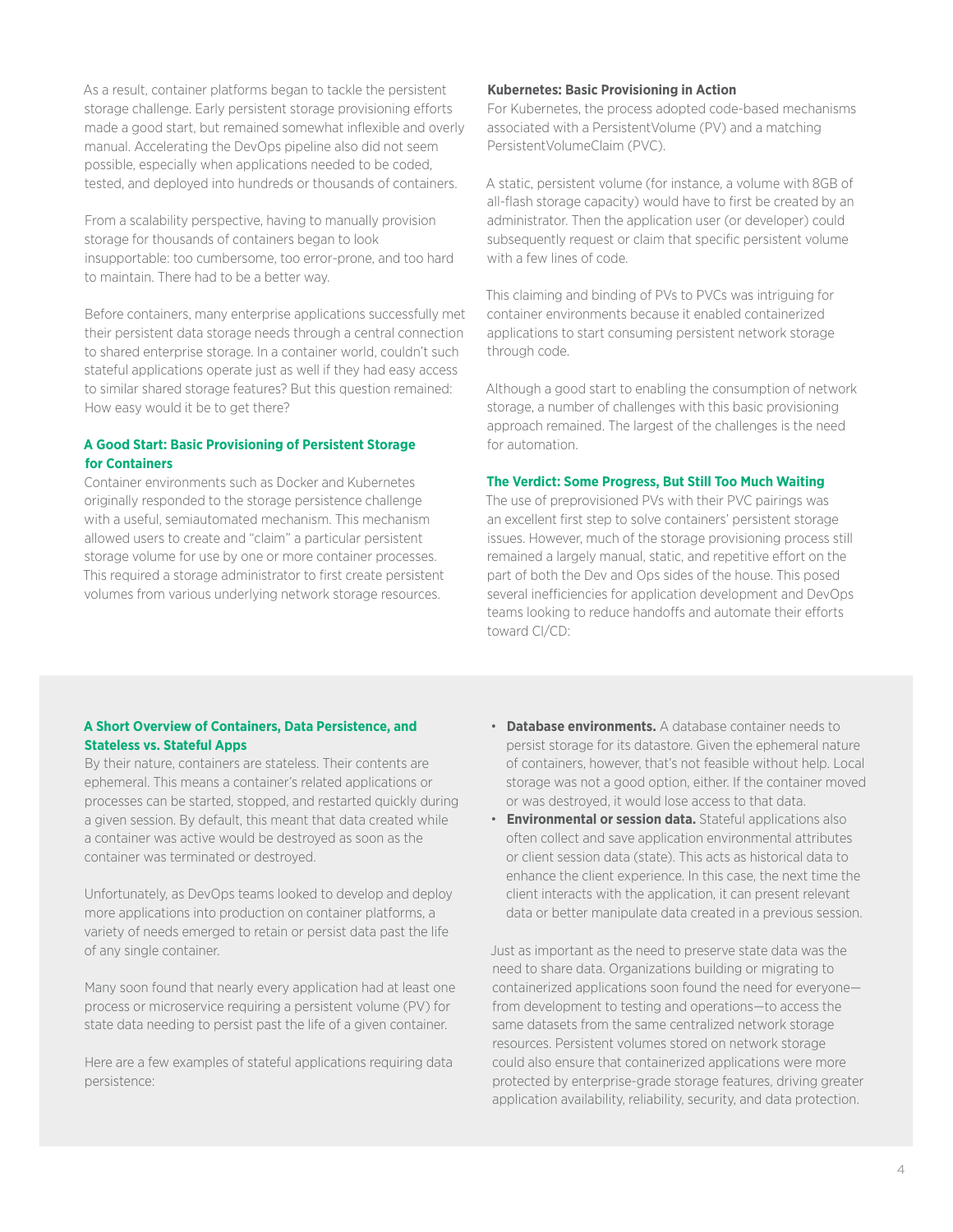As a result, container platforms began to tackle the persistent storage challenge. Early persistent storage provisioning efforts made a good start, but remained somewhat inflexible and overly manual. Accelerating the DevOps pipeline also did not seem possible, especially when applications needed to be coded, tested, and deployed into hundreds or thousands of containers.

From a scalability perspective, having to manually provision storage for thousands of containers began to look insupportable: too cumbersome, too error-prone, and too hard to maintain. There had to be a better way.

Before containers, many enterprise applications successfully met their persistent data storage needs through a central connection to shared enterprise storage. In a container world, couldn't such stateful applications operate just as well if they had easy access to similar shared storage features? But this question remained: How easy would it be to get there?

## A Good Start: Basic Provisioning of Persistent Storage for Containers

Container environments such as Docker and Kubernetes originally responded to the storage persistence challenge with a useful, semiautomated mechanism. This mechanism allowed users to create and "claim" a particular persistent storage volume for use by one or more container processes. This required a storage administrator to first create persistent volumes from various underlying network storage resources.

### Kubernetes: Basic Provisioning in Action

For Kubernetes, the process adopted code-based mechanisms associated with a PersistentVolume (PV) and a matching PersistentVolumeClaim (PVC).

A static, persistent volume (for instance, a volume with 8GB of all-flash storage capacity) would have to first be created by an administrator. Then the application user (or developer) could subsequently request or claim that specific persistent volume with a few lines of code.

This claiming and binding of PVs to PVCs was intriguing for container environments because it enabled containerized applications to start consuming persistent network storage through code.

Although a good start to enabling the consumption of network storage, a number of challenges with this basic provisioning approach remained. The largest of the challenges is the need for automation.

## The Verdict: Some Progress, But Still Too Much Waiting

The use of preprovisioned PVs with their PVC pairings was an excellent first step to solve containers' persistent storage issues. However, much of the storage provisioning process still remained a largely manual, static, and repetitive effort on the part of both the Dev and Ops sides of the house. This posed several inefficiencies for application development and DevOps teams looking to reduce handoffs and automate their efforts toward CI/CD:

## A Short Overview of Containers, Data Persistence, and Stateless vs. Stateful Apps

By their nature, containers are stateless. Their contents are ephemeral. This means a container's related applications or processes can be started, stopped, and restarted quickly during a given session. By default, this meant that data created while a container was active would be destroyed as soon as the container was terminated or destroyed.

Unfortunately, as DevOps teams looked to develop and deploy more applications into production on container platforms, a variety of needs emerged to retain or persist data past the life of any single container.

Many soon found that nearly every application had at least one process or microservice requiring a persistent volume (PV) for state data needing to persist past the life of a given container.

Here are a few examples of stateful applications requiring data persistence:

- **Database environments.** A database container needs to persist storage for its datastore. Given the ephemeral nature of containers, however, that's not feasible without help. Local storage was not a good option, either. If the container moved or was destroyed, it would lose access to that data.
- **Environmental or session data.** Stateful applications also often collect and save application environmental attributes or client session data (state). This acts as historical data to enhance the client experience. In this case, the next time the client interacts with the application, it can present relevant data or better manipulate data created in a previous session.

Just as important as the need to preserve state data was the need to share data. Organizations building or migrating to containerized applications soon found the need for everyone—from development to testing and operations—to access the same datasets from the same centralized network storage resources. Persistent volumes stored on network storage could also ensure that containerized applications were more protected by enterprise-grade storage features, driving greater application availability, reliability, security, and data protection.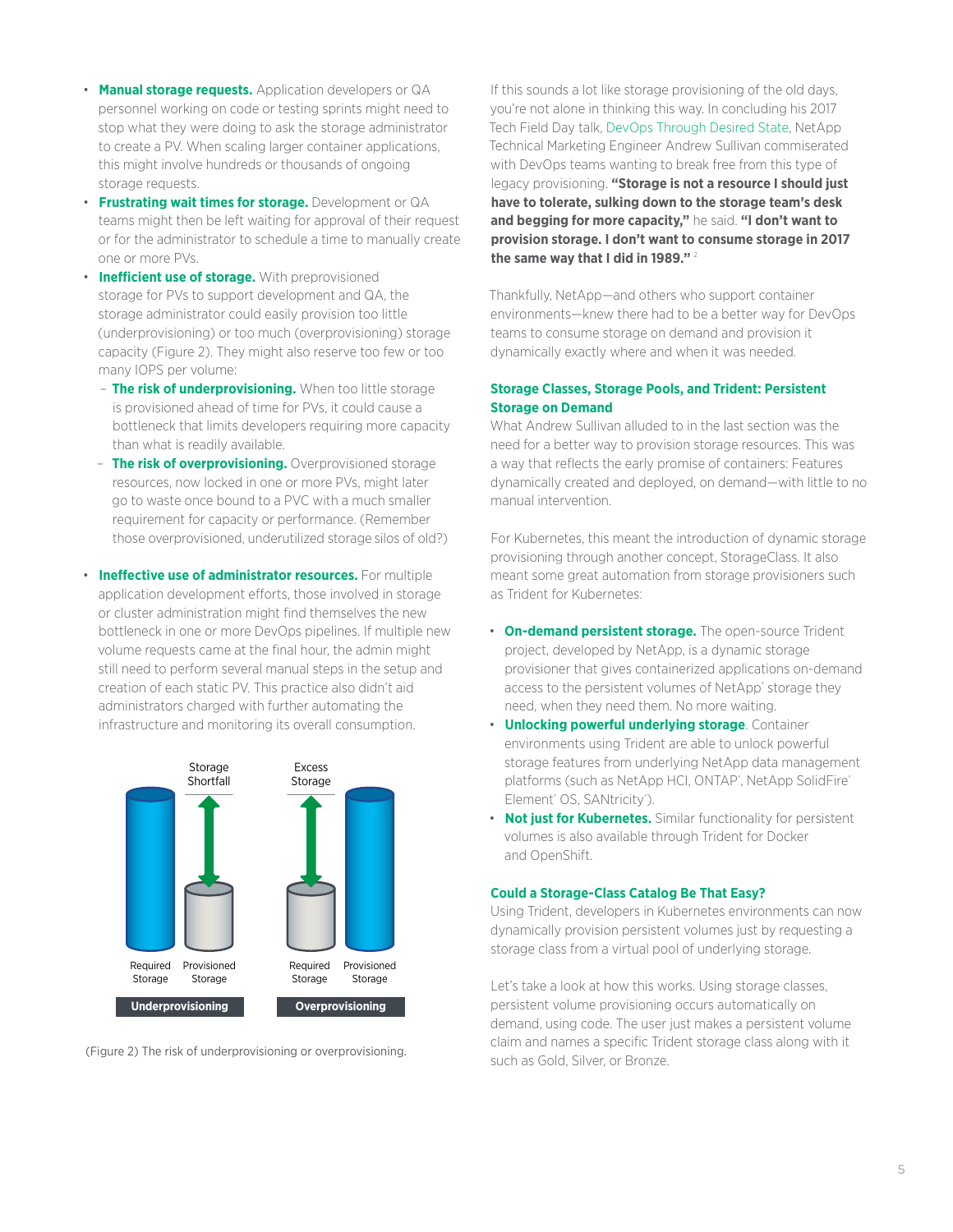- **Manual storage requests.** Application developers or QA personnel working on code or testing sprints might need to stop what they were doing to ask the storage administrator to create a PV. When scaling larger container applications, this might involve hundreds or thousands of ongoing storage requests.
- **Frustrating wait times for storage.** Development or QA teams might then be left waiting for approval of their request or for the administrator to schedule a time to manually create one or more PVs.
- **Inefficient use of storage.** With preprovisioned storage for PVs to support development and QA, the storage administrator could easily provision too little (underprovisioning) or too much (overprovisioning) storage capacity (Figure 2). They might also reserve too few or too many IOPS per volume:
  - **The risk of underprovisioning.** When too little storage is provisioned ahead of time for PVs, it could cause a bottleneck that limits developers requiring more capacity than what is readily available.
  - **The risk of overprovisioning.** Overprovisioned storage resources, now locked in one or more PVs, might later go to waste once bound to a PVC with a much smaller requirement for capacity or performance. (Remember those overprovisioned, underutilized storage silos of old?)
- **Ineffective use of administrator resources.** For multiple application development efforts, those involved in storage or cluster administration might find themselves the new bottleneck in one or more DevOps pipelines. If multiple new volume requests came at the final hour, the admin might still need to perform several manual steps in the setup and creation of each static PV. This practice also didn't aid administrators charged with further automating the infrastructure and monitoring its overall consumption.

Storage Shortfall | Excess Storage

Required Storage | Provisioned Storage | Required Storage | Provisioned Storage

**Underprovisioning** | **Overprovisioning**

(Figure 2) The risk of underprovisioning or overprovisioning.

If this sounds a lot like storage provisioning of the old days, you're not alone in thinking this way. In concluding his 2017 Tech Field Day talk, DevOps Through Desired State, NetApp Technical Marketing Engineer Andrew Sullivan commiserated with DevOps teams wanting to break free from this type of legacy provisioning. **"Storage is not a resource I should just have to tolerate, sulking down to the storage team's desk and begging for more capacity,"** he said. **"I don't want to provision storage. I don't want to consume storage in 2017 the same way that I did in 1989."** [2]

Thankfully, NetApp—and others who support container environments—knew there had to be a better way for DevOps teams to consume storage on demand and provision it dynamically exactly where and when it was needed.

### Storage Classes, Storage Pools, and Trident: Persistent Storage on Demand

What Andrew Sullivan alluded to in the last section was the need for a better way to provision storage resources. This was a way that reflects the early promise of containers: Features dynamically created and deployed, on demand—with little to no manual intervention.

For Kubernetes, this meant the introduction of dynamic storage provisioning through another concept, StorageClass. It also meant some great automation from storage provisioners such as Trident for Kubernetes:

- **On-demand persistent storage.** The open-source Trident project, developed by NetApp, is a dynamic storage provisioner that gives containerized applications on-demand access to the persistent volumes of NetApp® storage they need, when they need them. No more waiting.
- **Unlocking powerful underlying storage**. Container environments using Trident are able to unlock powerful storage features from underlying NetApp data management platforms (such as NetApp HCI, ONTAP®, NetApp SolidFire® Element® OS, SANtricity®).
- **Not just for Kubernetes.** Similar functionality for persistent volumes is also available through Trident for Docker and OpenShift.

### Could a Storage-Class Catalog Be That Easy?

Using Trident, developers in Kubernetes environments can now dynamically provision persistent volumes just by requesting a storage class from a virtual pool of underlying storage.

Let's take a look at how this works. Using storage classes, persistent volume provisioning occurs automatically on demand, using code. The user just makes a persistent volume claim and names a specific Trident storage class along with it such as Gold, Silver, or Bronze.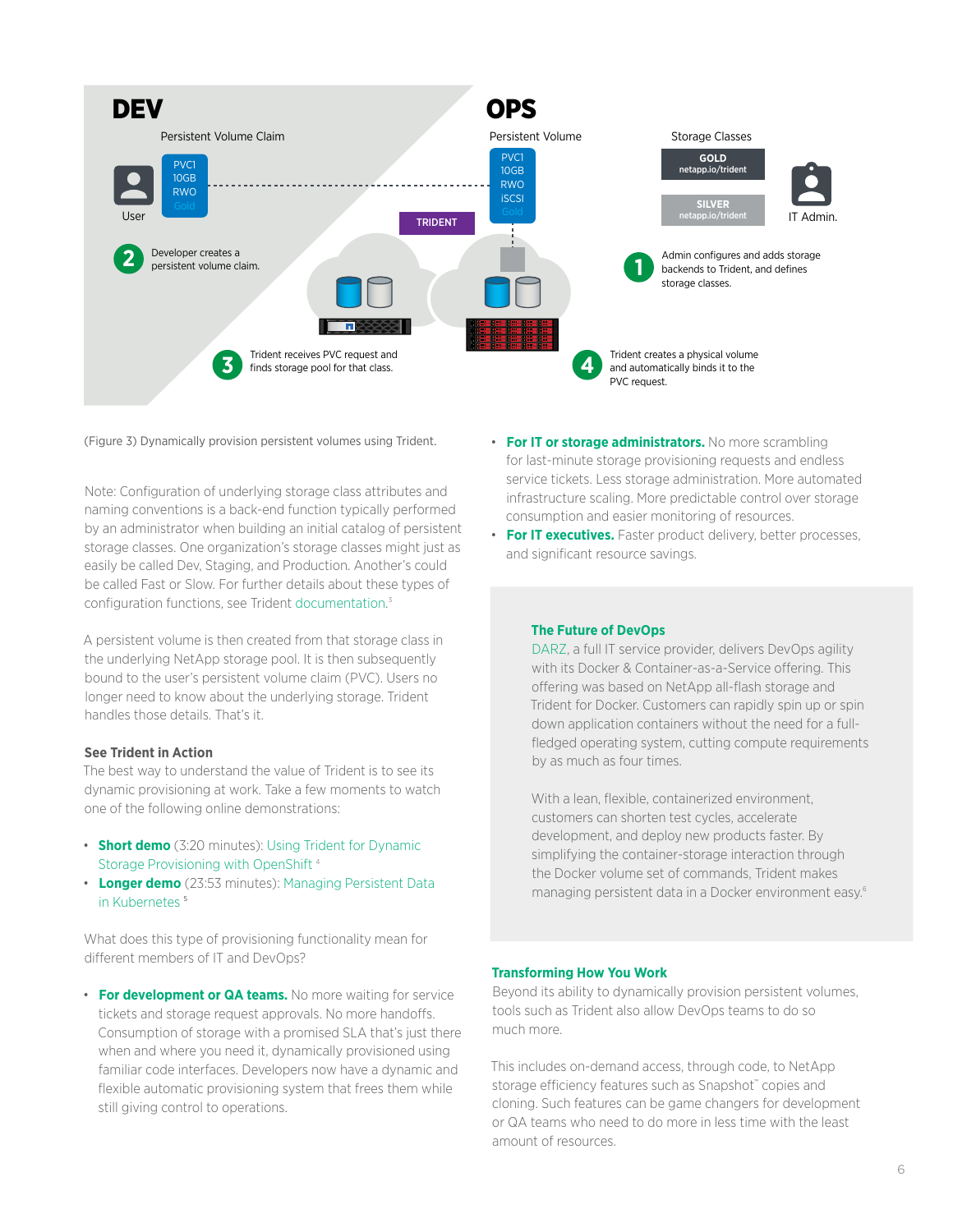**DEV**

Persistent Volume Claim

PVC1
10GB
RWO
Gold

User

**2** Developer creates a persistent volume claim.

TRIDENT

**3** Trident receives PVC request and finds storage pool for that class.

**OPS**

Persistent Volume

PVC1
10GB
RWO
iSCSI
Gold

Storage Classes

GOLD
netapp.io/trident

SILVER
netapp.io/trident

IT Admin.

**1** Admin configures and adds storage backends to Trident, and defines storage classes.

**4** Trident creates a physical volume and automatically binds it to the PVC request.

(Figure 3) Dynamically provision persistent volumes using Trident.

Note: Configuration of underlying storage class attributes and naming conventions is a back-end function typically performed by an administrator when building an initial catalog of persistent storage classes. One organization's storage classes might just as easily be called Dev, Staging, and Production. Another's could be called Fast or Slow. For further details about these types of configuration functions, see Trident documentation.[3]

A persistent volume is then created from that storage class in the underlying NetApp storage pool. It is then subsequently bound to the user's persistent volume claim (PVC). Users no longer need to know about the underlying storage. Trident handles those details. That's it.

### See Trident in Action

The best way to understand the value of Trident is to see its dynamic provisioning at work. Take a few moments to watch one of the following online demonstrations:

- **Short demo** (3:20 minutes): Using Trident for Dynamic Storage Provisioning with OpenShift [4]
- **Longer demo** (23:53 minutes): Managing Persistent Data in Kubernetes [5]

What does this type of provisioning functionality mean for different members of IT and DevOps?

- **For development or QA teams.** No more waiting for service tickets and storage request approvals. No more handoffs. Consumption of storage with a promised SLA that's just there when and where you need it, dynamically provisioned using familiar code interfaces. Developers now have a dynamic and flexible automatic provisioning system that frees them while still giving control to operations.
- **For IT or storage administrators.** No more scrambling for last-minute storage provisioning requests and endless service tickets. Less storage administration. More automated infrastructure scaling. More predictable control over storage consumption and easier monitoring of resources.
- **For IT executives.** Faster product delivery, better processes, and significant resource savings.

### The Future of DevOps

DARZ, a full IT service provider, delivers DevOps agility with its Docker & Container-as-a-Service offering. This offering was based on NetApp all-flash storage and Trident for Docker. Customers can rapidly spin up or spin down application containers without the need for a full-fledged operating system, cutting compute requirements by as much as four times.

With a lean, flexible, containerized environment, customers can shorten test cycles, accelerate development, and deploy new products faster. By simplifying the container-storage interaction through the Docker volume set of commands, Trident makes managing persistent data in a Docker environment easy.[6]

### Transforming How You Work

Beyond its ability to dynamically provision persistent volumes, tools such as Trident also allow DevOps teams to do so much more.

This includes on-demand access, through code, to NetApp storage efficiency features such as Snapshot™ copies and cloning. Such features can be game changers for development or QA teams who need to do more in less time with the least amount of resources.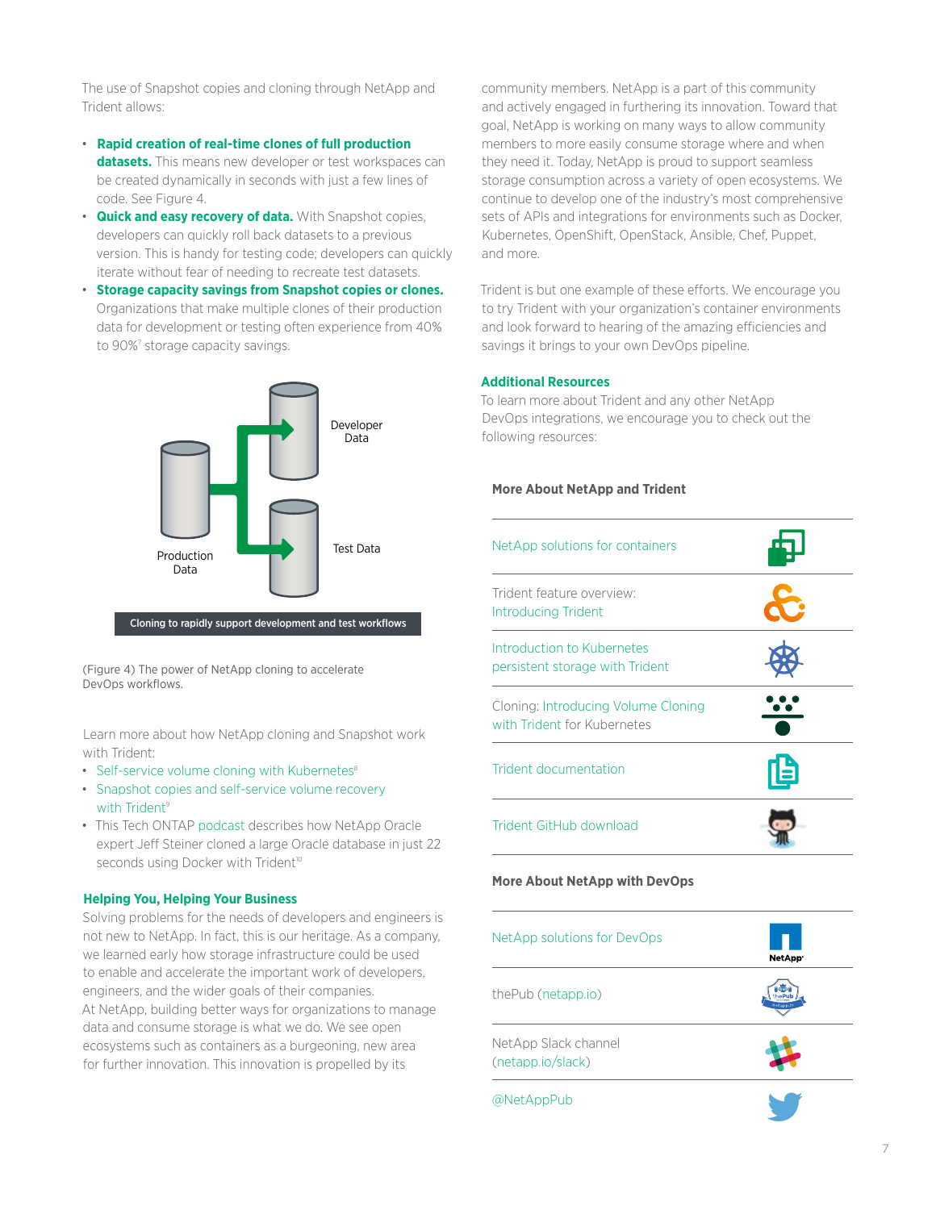The use of Snapshot copies and cloning through NetApp and Trident allows:

- **Rapid creation of real-time clones of full production datasets.** This means new developer or test workspaces can be created dynamically in seconds with just a few lines of code. See Figure 4.
- **Quick and easy recovery of data.** With Snapshot copies, developers can quickly roll back datasets to a previous version. This is handy for testing code; developers can quickly iterate without fear of needing to recreate test datasets.
- **Storage capacity savings from Snapshot copies or clones.** Organizations that make multiple clones of their production data for development or testing often experience from 40% to 90%[7] storage capacity savings.

Developer Data

Production Data

Test Data

Cloning to rapidly support development and test workflows

(Figure 4) The power of NetApp cloning to accelerate DevOps workflows.

Learn more about how NetApp cloning and Snapshot work with Trident:

- Self-service volume cloning with Kubernetes[8]
- Snapshot copies and self-service volume recovery with Trident[9]
- This Tech ONTAP podcast describes how NetApp Oracle expert Jeff Steiner cloned a large Oracle database in just 22 seconds using Docker with Trident[10]

## Helping You, Helping Your Business

Solving problems for the needs of developers and engineers is not new to NetApp. In fact, this is our heritage. As a company, we learned early how storage infrastructure could be used to enable and accelerate the important work of developers, engineers, and the wider goals of their companies.
At NetApp, building better ways for organizations to manage data and consume storage is what we do. We see open ecosystems such as containers as a burgeoning, new area for further innovation. This innovation is propelled by its community members. NetApp is a part of this community and actively engaged in furthering its innovation. Toward that goal, NetApp is working on many ways to allow community members to more easily consume storage where and when they need it. Today, NetApp is proud to support seamless storage consumption across a variety of open ecosystems. We continue to develop one of the industry's most comprehensive sets of APIs and integrations for environments such as Docker, Kubernetes, OpenShift, OpenStack, Ansible, Chef, Puppet, and more.

Trident is but one example of these efforts. We encourage you to try Trident with your organization's container environments and look forward to hearing of the amazing efficiencies and savings it brings to your own DevOps pipeline.

## Additional Resources

To learn more about Trident and any other NetApp DevOps integrations, we encourage you to check out the following resources:

### More About NetApp and Trident

- NetApp solutions for containers
- Trident feature overview: Introducing Trident
- Introduction to Kubernetes persistent storage with Trident
- Cloning: Introducing Volume Cloning with Trident for Kubernetes
- Trident documentation
- Trident GitHub download

### More About NetApp with DevOps

- NetApp solutions for DevOps
- thePub (netapp.io)
- NetApp Slack channel (netapp.io/slack)
- @NetAppPub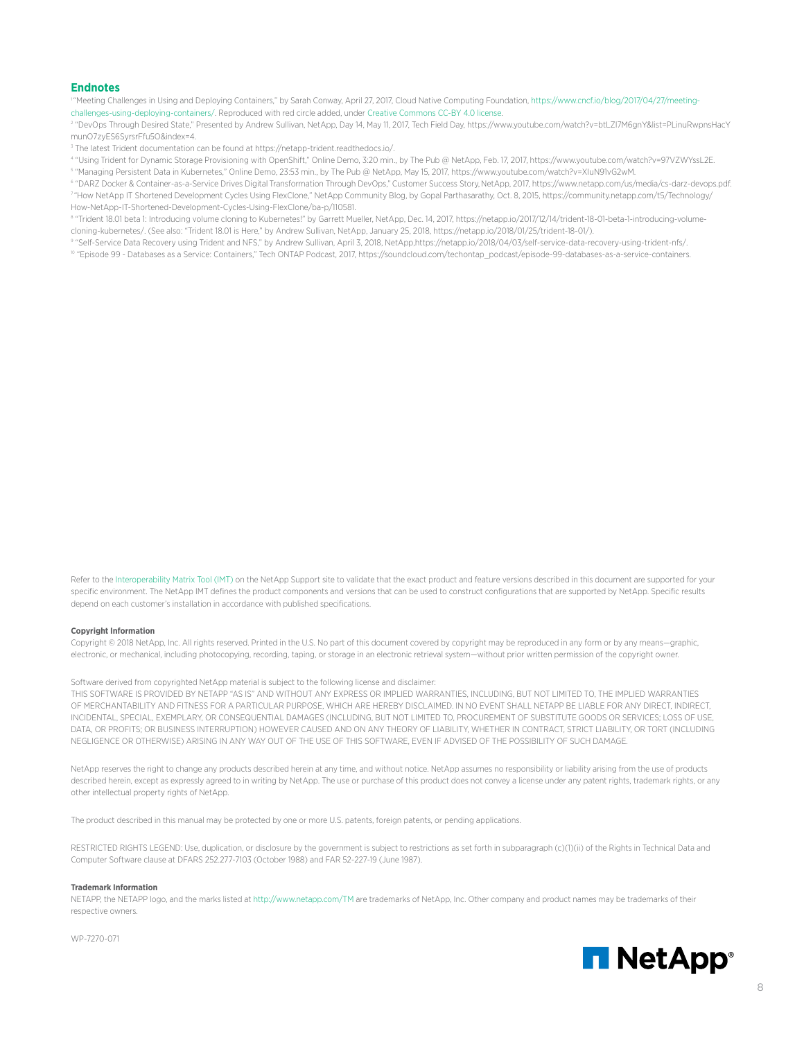## Endnotes

[1] "Meeting Challenges in Using and Deploying Containers," by Sarah Conway, April 27, 2017, Cloud Native Computing Foundation, https://www.cncf.io/blog/2017/04/27/meeting-challenges-using-deploying-containers/. Reproduced with red circle added, under Creative Commons CC-BY 4.0 license.

[2] "DevOps Through Desired State," Presented by Andrew Sullivan, NetApp, Day 14, May 11, 2017, Tech Field Day, https://www.youtube.com/watch?v=btLZI7M6gnY&list=PLinuRwpnsHacYmunO7zyES6SyrsrFfu5O&index=4.

[3] The latest Trident documentation can be found at https://netapp-trident.readthedocs.io/.

[4] "Using Trident for Dynamic Storage Provisioning with OpenShift," Online Demo, 3:20 min., by The Pub @ NetApp, Feb. 17, 2017, https://www.youtube.com/watch?v=97VZWYssL2E.

[5] "Managing Persistent Data in Kubernetes," Online Demo, 23:53 min., by The Pub @ NetApp, May 15, 2017, https://www.youtube.com/watch?v=XIuN91vG2wM.

[6] "DARZ Docker & Container-as-a-Service Drives Digital Transformation Through DevOps," Customer Success Story, NetApp, 2017, https://www.netapp.com/us/media/cs-darz-devops.pdf.

[7] "How NetApp IT Shortened Development Cycles Using FlexClone," NetApp Community Blog, by Gopal Parthasarathy, Oct. 8, 2015, https://community.netapp.com/t5/Technology/How-NetApp-IT-Shortened-Development-Cycles-Using-FlexClone/ba-p/110581.

[8] "Trident 18.01 beta 1: Introducing volume cloning to Kubernetes!" by Garrett Mueller, NetApp, Dec. 14, 2017, https://netapp.io/2017/12/14/trident-18-01-beta-1-introducing-volume-cloning-kubernetes/. (See also: "Trident 18.01 is Here," by Andrew Sullivan, NetApp, January 25, 2018, https://netapp.io/2018/01/25/trident-18-01/).

[9] "Self-Service Data Recovery using Trident and NFS," by Andrew Sullivan, April 3, 2018, NetApp,https://netapp.io/2018/04/03/self-service-data-recovery-using-trident-nfs/.

[10] "Episode 99 - Databases as a Service: Containers," Tech ONTAP Podcast, 2017, https://soundcloud.com/techontap_podcast/episode-99-databases-as-a-service-containers.

Refer to the Interoperability Matrix Tool (IMT) on the NetApp Support site to validate that the exact product and feature versions described in this document are supported for your specific environment. The NetApp IMT defines the product components and versions that can be used to construct configurations that are supported by NetApp. Specific results depend on each customer's installation in accordance with published specifications.

**Copyright Information**

Copyright © 2018 NetApp, Inc. All rights reserved. Printed in the U.S. No part of this document covered by copyright may be reproduced in any form or by any means—graphic, electronic, or mechanical, including photocopying, recording, taping, or storage in an electronic retrieval system—without prior written permission of the copyright owner.

Software derived from copyrighted NetApp material is subject to the following license and disclaimer:

THIS SOFTWARE IS PROVIDED BY NETAPP "AS IS" AND WITHOUT ANY EXPRESS OR IMPLIED WARRANTIES, INCLUDING, BUT NOT LIMITED TO, THE IMPLIED WARRANTIES OF MERCHANTABILITY AND FITNESS FOR A PARTICULAR PURPOSE, WHICH ARE HEREBY DISCLAIMED. IN NO EVENT SHALL NETAPP BE LIABLE FOR ANY DIRECT, INDIRECT, INCIDENTAL, SPECIAL, EXEMPLARY, OR CONSEQUENTIAL DAMAGES (INCLUDING, BUT NOT LIMITED TO, PROCUREMENT OF SUBSTITUTE GOODS OR SERVICES; LOSS OF USE, DATA, OR PROFITS; OR BUSINESS INTERRUPTION) HOWEVER CAUSED AND ON ANY THEORY OF LIABILITY, WHETHER IN CONTRACT, STRICT LIABILITY, OR TORT (INCLUDING NEGLIGENCE OR OTHERWISE) ARISING IN ANY WAY OUT OF THE USE OF THIS SOFTWARE, EVEN IF ADVISED OF THE POSSIBILITY OF SUCH DAMAGE.

NetApp reserves the right to change any products described herein at any time, and without notice. NetApp assumes no responsibility or liability arising from the use of products described herein, except as expressly agreed to in writing by NetApp. The use or purchase of this product does not convey a license under any patent rights, trademark rights, or any other intellectual property rights of NetApp.

The product described in this manual may be protected by one or more U.S. patents, foreign patents, or pending applications.

RESTRICTED RIGHTS LEGEND: Use, duplication, or disclosure by the government is subject to restrictions as set forth in subparagraph (c)(1)(ii) of the Rights in Technical Data and Computer Software clause at DFARS 252.277-7103 (October 1988) and FAR 52-227-19 (June 1987).

**Trademark Information**

NETAPP, the NETAPP logo, and the marks listed at http://www.netapp.com/TM are trademarks of NetApp, Inc. Other company and product names may be trademarks of their respective owners.

WP-7270-071